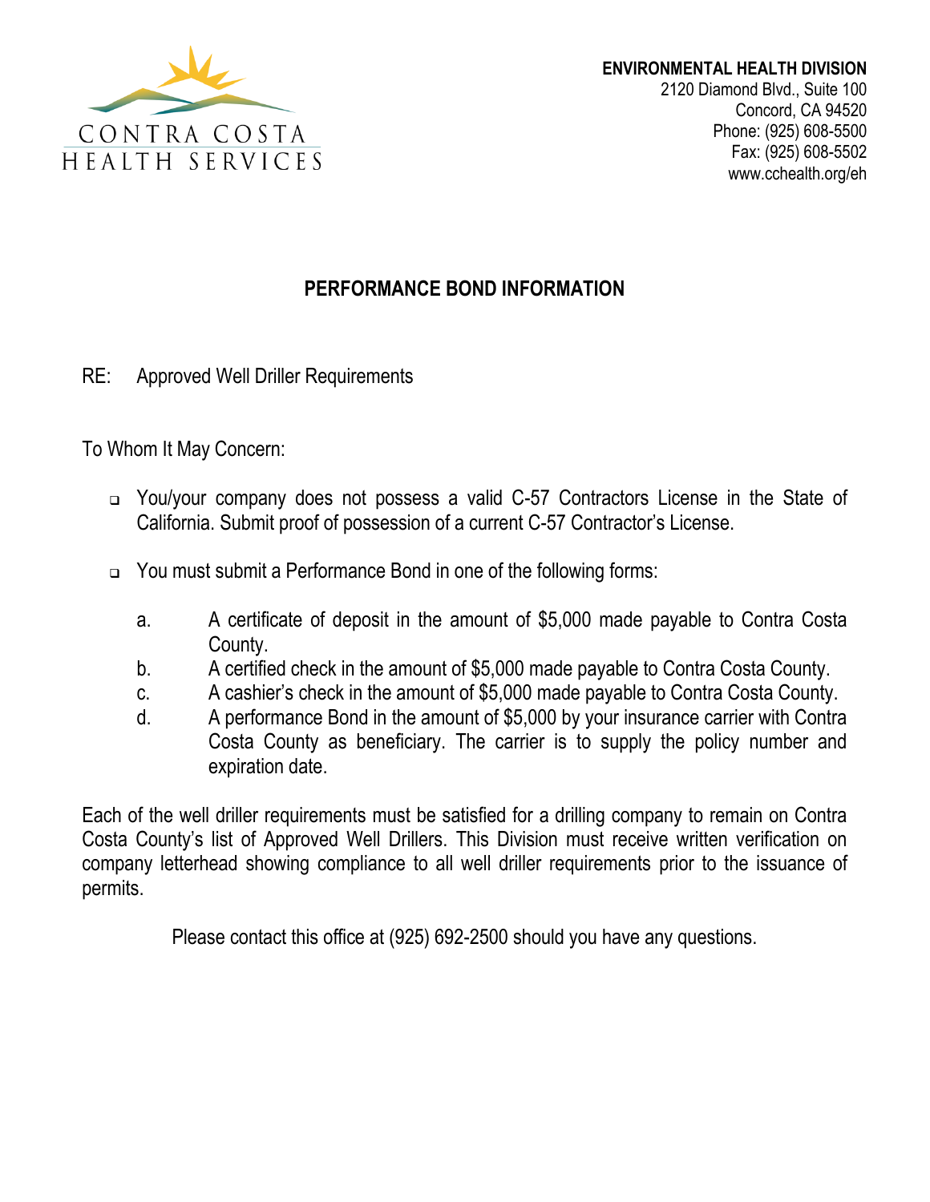CONTRA COSTA
HEALTH SERVICES

**ENVIRONMENTAL HEALTH DIVISION**
2120 Diamond Blvd., Suite 100
Concord, CA 94520
Phone: (925) 608-5500
Fax: (925) 608-5502
www.cchealth.org/eh

# PERFORMANCE BOND INFORMATION

RE: Approved Well Driller Requirements

To Whom It May Concern:

- ❑ You/your company does not possess a valid C-57 Contractors License in the State of California. Submit proof of possession of a current C-57 Contractor's License.

- ❑ You must submit a Performance Bond in one of the following forms:

  a. A certificate of deposit in the amount of $5,000 made payable to Contra Costa County.
  b. A certified check in the amount of $5,000 made payable to Contra Costa County.
  c. A cashier's check in the amount of $5,000 made payable to Contra Costa County.
  d. A performance Bond in the amount of $5,000 by your insurance carrier with Contra Costa County as beneficiary. The carrier is to supply the policy number and expiration date.

Each of the well driller requirements must be satisfied for a drilling company to remain on Contra Costa County's list of Approved Well Drillers. This Division must receive written verification on company letterhead showing compliance to all well driller requirements prior to the issuance of permits.

Please contact this office at (925) 692-2500 should you have any questions.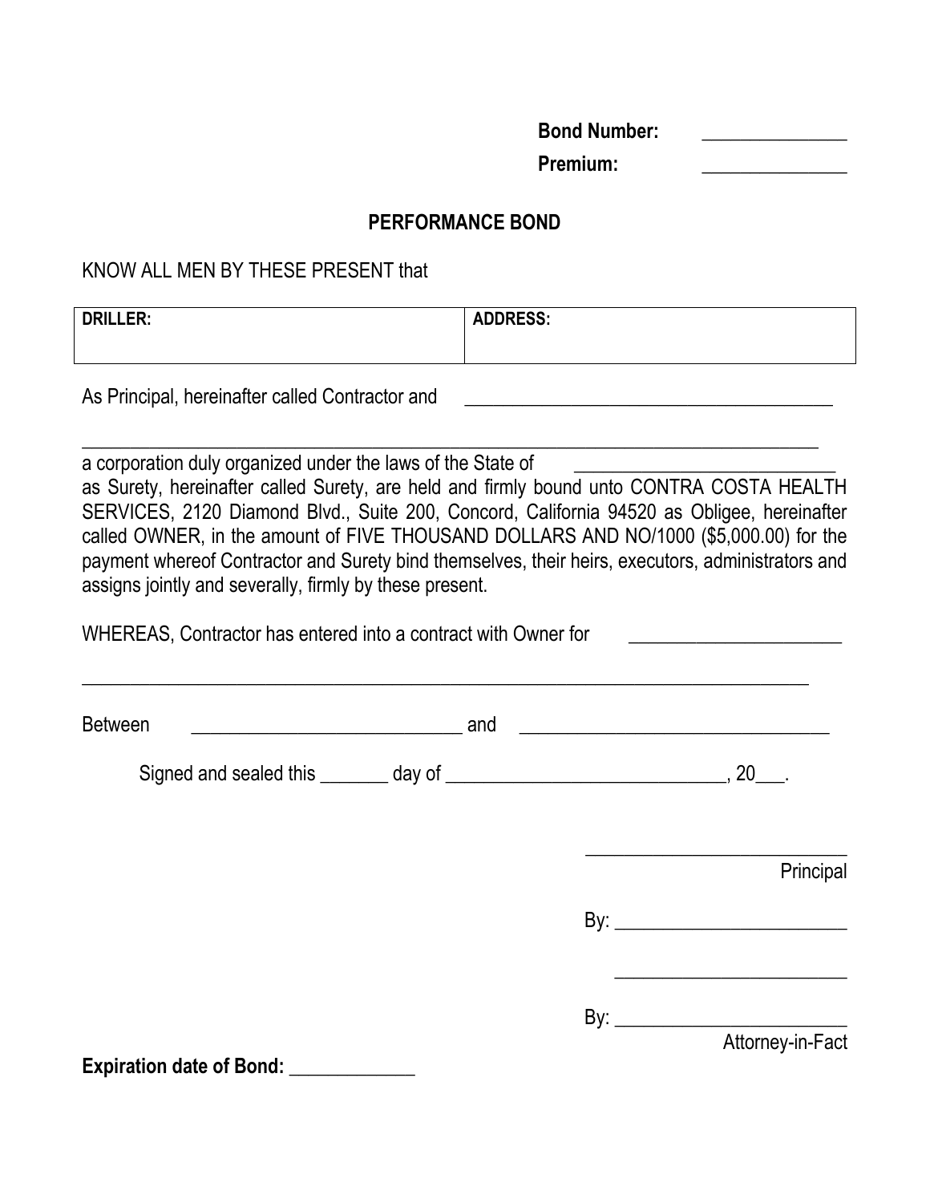**Bond Number:** _______________

**Premium:** _______________

## PERFORMANCE BOND

KNOW ALL MEN BY THESE PRESENT that

| **DRILLER:** | **ADDRESS:** |
| --- | --- |
| | |

As Principal, hereinafter called Contractor and _______________________________________

_______________________________________________________________________________

a corporation duly organized under the laws of the State of ___________________________ as Surety, hereinafter called Surety, are held and firmly bound unto CONTRA COSTA HEALTH SERVICES, 2120 Diamond Blvd., Suite 200, Concord, California 94520 as Obligee, hereinafter called OWNER, in the amount of FIVE THOUSAND DOLLARS AND NO/1000 ($5,000.00) for the payment whereof Contractor and Surety bind themselves, their heirs, executors, administrators and assigns jointly and severally, firmly by these present.

WHEREAS, Contractor has entered into a contract with Owner for ______________________

_______________________________________________________________________________

Between _____________________________ and _________________________________

Signed and sealed this _______ day of _____________________________, 20___.

___________________________
Principal

By: _________________________

_________________________

By: _________________________
Attorney-in-Fact

**Expiration date of Bond:** _____________